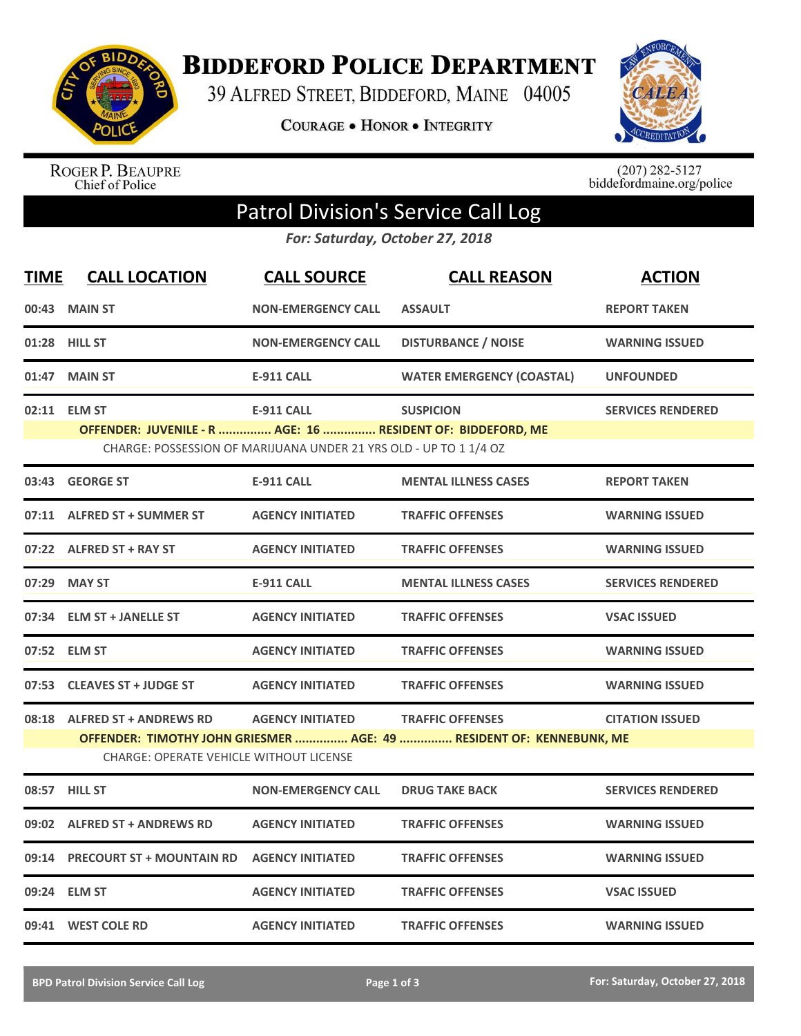# Biddeford Police Department

39 Alfred Street, Biddeford, Maine 04005

Courage • Honor • Integrity

Roger P. Beaupre
Chief of Police

(207) 282-5127
biddefordmaine.org/police

## Patrol Division's Service Call Log

*For: Saturday, October 27, 2018*

| TIME | CALL LOCATION | CALL SOURCE | CALL REASON | ACTION |
|---|---|---|---|---|
| 00:43 | MAIN ST | NON-EMERGENCY CALL | ASSAULT | REPORT TAKEN |
| 01:28 | HILL ST | NON-EMERGENCY CALL | DISTURBANCE / NOISE | WARNING ISSUED |
| 01:47 | MAIN ST | E-911 CALL | WATER EMERGENCY (COASTAL) | UNFOUNDED |
| 02:11 | ELM ST | E-911 CALL | SUSPICION | SERVICES RENDERED |
| | OFFENDER: JUVENILE - R ............... AGE: 16 ............... RESIDENT OF: BIDDEFORD, ME | | | |
| | CHARGE: POSSESSION OF MARIJUANA UNDER 21 YRS OLD - UP TO 1 1/4 OZ | | | |
| 03:43 | GEORGE ST | E-911 CALL | MENTAL ILLNESS CASES | REPORT TAKEN |
| 07:11 | ALFRED ST + SUMMER ST | AGENCY INITIATED | TRAFFIC OFFENSES | WARNING ISSUED |
| 07:22 | ALFRED ST + RAY ST | AGENCY INITIATED | TRAFFIC OFFENSES | WARNING ISSUED |
| 07:29 | MAY ST | E-911 CALL | MENTAL ILLNESS CASES | SERVICES RENDERED |
| 07:34 | ELM ST + JANELLE ST | AGENCY INITIATED | TRAFFIC OFFENSES | VSAC ISSUED |
| 07:52 | ELM ST | AGENCY INITIATED | TRAFFIC OFFENSES | WARNING ISSUED |
| 07:53 | CLEAVES ST + JUDGE ST | AGENCY INITIATED | TRAFFIC OFFENSES | WARNING ISSUED |
| 08:18 | ALFRED ST + ANDREWS RD | AGENCY INITIATED | TRAFFIC OFFENSES | CITATION ISSUED |
| | OFFENDER: TIMOTHY JOHN GRIESMER ............... AGE: 49 ............... RESIDENT OF: KENNEBUNK, ME | | | |
| | CHARGE: OPERATE VEHICLE WITHOUT LICENSE | | | |
| 08:57 | HILL ST | NON-EMERGENCY CALL | DRUG TAKE BACK | SERVICES RENDERED |
| 09:02 | ALFRED ST + ANDREWS RD | AGENCY INITIATED | TRAFFIC OFFENSES | WARNING ISSUED |
| 09:14 | PRECOURT ST + MOUNTAIN RD | AGENCY INITIATED | TRAFFIC OFFENSES | WARNING ISSUED |
| 09:24 | ELM ST | AGENCY INITIATED | TRAFFIC OFFENSES | VSAC ISSUED |
| 09:41 | WEST COLE RD | AGENCY INITIATED | TRAFFIC OFFENSES | WARNING ISSUED |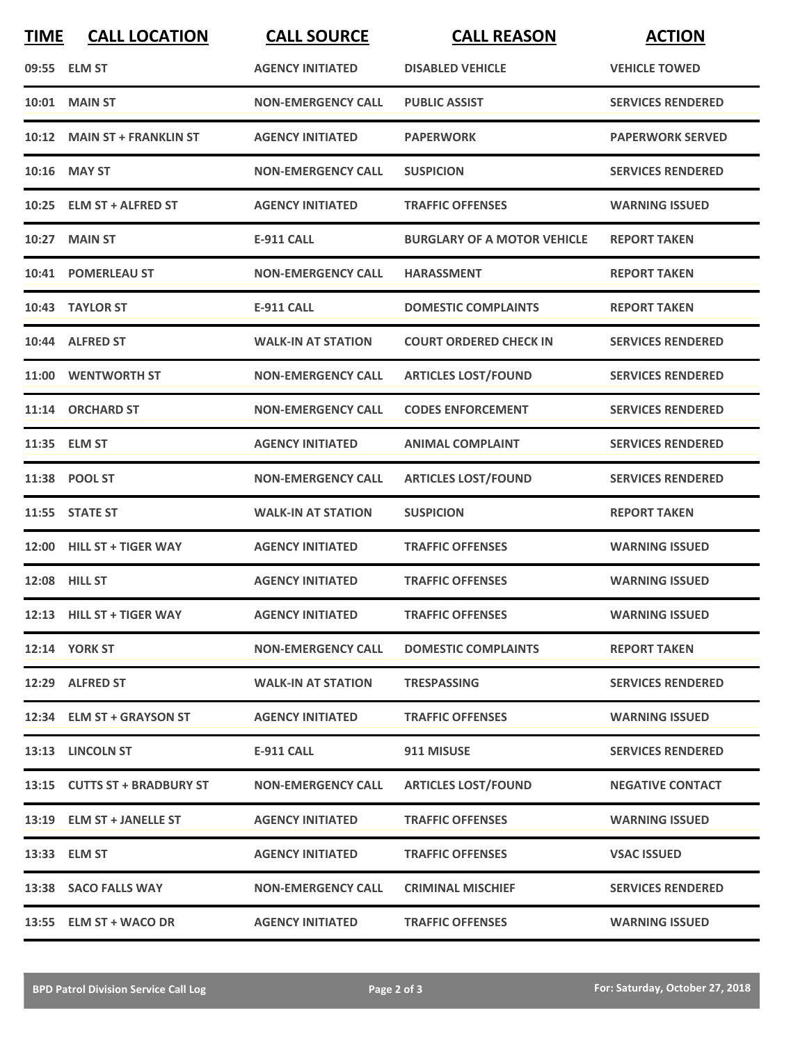| TIME | CALL LOCATION | CALL SOURCE | CALL REASON | ACTION |
|---|---|---|---|---|
| 09:55 | ELM ST | AGENCY INITIATED | DISABLED VEHICLE | VEHICLE TOWED |
| 10:01 | MAIN ST | NON-EMERGENCY CALL | PUBLIC ASSIST | SERVICES RENDERED |
| 10:12 | MAIN ST + FRANKLIN ST | AGENCY INITIATED | PAPERWORK | PAPERWORK SERVED |
| 10:16 | MAY ST | NON-EMERGENCY CALL | SUSPICION | SERVICES RENDERED |
| 10:25 | ELM ST + ALFRED ST | AGENCY INITIATED | TRAFFIC OFFENSES | WARNING ISSUED |
| 10:27 | MAIN ST | E-911 CALL | BURGLARY OF A MOTOR VEHICLE | REPORT TAKEN |
| 10:41 | POMERLEAU ST | NON-EMERGENCY CALL | HARASSMENT | REPORT TAKEN |
| 10:43 | TAYLOR ST | E-911 CALL | DOMESTIC COMPLAINTS | REPORT TAKEN |
| 10:44 | ALFRED ST | WALK-IN AT STATION | COURT ORDERED CHECK IN | SERVICES RENDERED |
| 11:00 | WENTWORTH ST | NON-EMERGENCY CALL | ARTICLES LOST/FOUND | SERVICES RENDERED |
| 11:14 | ORCHARD ST | NON-EMERGENCY CALL | CODES ENFORCEMENT | SERVICES RENDERED |
| 11:35 | ELM ST | AGENCY INITIATED | ANIMAL COMPLAINT | SERVICES RENDERED |
| 11:38 | POOL ST | NON-EMERGENCY CALL | ARTICLES LOST/FOUND | SERVICES RENDERED |
| 11:55 | STATE ST | WALK-IN AT STATION | SUSPICION | REPORT TAKEN |
| 12:00 | HILL ST + TIGER WAY | AGENCY INITIATED | TRAFFIC OFFENSES | WARNING ISSUED |
| 12:08 | HILL ST | AGENCY INITIATED | TRAFFIC OFFENSES | WARNING ISSUED |
| 12:13 | HILL ST + TIGER WAY | AGENCY INITIATED | TRAFFIC OFFENSES | WARNING ISSUED |
| 12:14 | YORK ST | NON-EMERGENCY CALL | DOMESTIC COMPLAINTS | REPORT TAKEN |
| 12:29 | ALFRED ST | WALK-IN AT STATION | TRESPASSING | SERVICES RENDERED |
| 12:34 | ELM ST + GRAYSON ST | AGENCY INITIATED | TRAFFIC OFFENSES | WARNING ISSUED |
| 13:13 | LINCOLN ST | E-911 CALL | 911 MISUSE | SERVICES RENDERED |
| 13:15 | CUTTS ST + BRADBURY ST | NON-EMERGENCY CALL | ARTICLES LOST/FOUND | NEGATIVE CONTACT |
| 13:19 | ELM ST + JANELLE ST | AGENCY INITIATED | TRAFFIC OFFENSES | WARNING ISSUED |
| 13:33 | ELM ST | AGENCY INITIATED | TRAFFIC OFFENSES | VSAC ISSUED |
| 13:38 | SACO FALLS WAY | NON-EMERGENCY CALL | CRIMINAL MISCHIEF | SERVICES RENDERED |
| 13:55 | ELM ST + WACO DR | AGENCY INITIATED | TRAFFIC OFFENSES | WARNING ISSUED |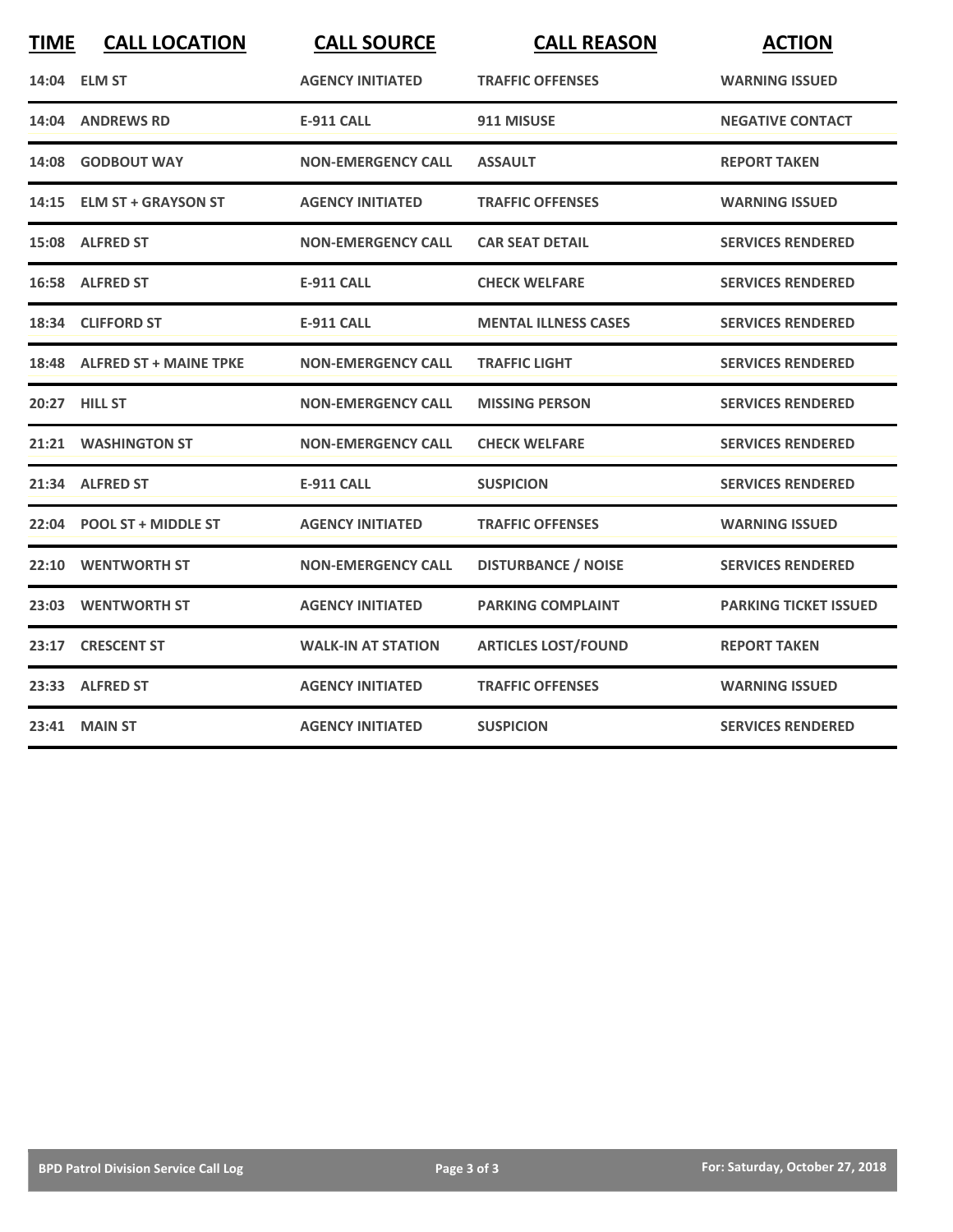| TIME | CALL LOCATION | CALL SOURCE | CALL REASON | ACTION |
| --- | --- | --- | --- | --- |
| 14:04 | ELM ST | AGENCY INITIATED | TRAFFIC OFFENSES | WARNING ISSUED |
| 14:04 | ANDREWS RD | E-911 CALL | 911 MISUSE | NEGATIVE CONTACT |
| 14:08 | GODBOUT WAY | NON-EMERGENCY CALL | ASSAULT | REPORT TAKEN |
| 14:15 | ELM ST + GRAYSON ST | AGENCY INITIATED | TRAFFIC OFFENSES | WARNING ISSUED |
| 15:08 | ALFRED ST | NON-EMERGENCY CALL | CAR SEAT DETAIL | SERVICES RENDERED |
| 16:58 | ALFRED ST | E-911 CALL | CHECK WELFARE | SERVICES RENDERED |
| 18:34 | CLIFFORD ST | E-911 CALL | MENTAL ILLNESS CASES | SERVICES RENDERED |
| 18:48 | ALFRED ST + MAINE TPKE | NON-EMERGENCY CALL | TRAFFIC LIGHT | SERVICES RENDERED |
| 20:27 | HILL ST | NON-EMERGENCY CALL | MISSING PERSON | SERVICES RENDERED |
| 21:21 | WASHINGTON ST | NON-EMERGENCY CALL | CHECK WELFARE | SERVICES RENDERED |
| 21:34 | ALFRED ST | E-911 CALL | SUSPICION | SERVICES RENDERED |
| 22:04 | POOL ST + MIDDLE ST | AGENCY INITIATED | TRAFFIC OFFENSES | WARNING ISSUED |
| 22:10 | WENTWORTH ST | NON-EMERGENCY CALL | DISTURBANCE / NOISE | SERVICES RENDERED |
| 23:03 | WENTWORTH ST | AGENCY INITIATED | PARKING COMPLAINT | PARKING TICKET ISSUED |
| 23:17 | CRESCENT ST | WALK-IN AT STATION | ARTICLES LOST/FOUND | REPORT TAKEN |
| 23:33 | ALFRED ST | AGENCY INITIATED | TRAFFIC OFFENSES | WARNING ISSUED |
| 23:41 | MAIN ST | AGENCY INITIATED | SUSPICION | SERVICES RENDERED |